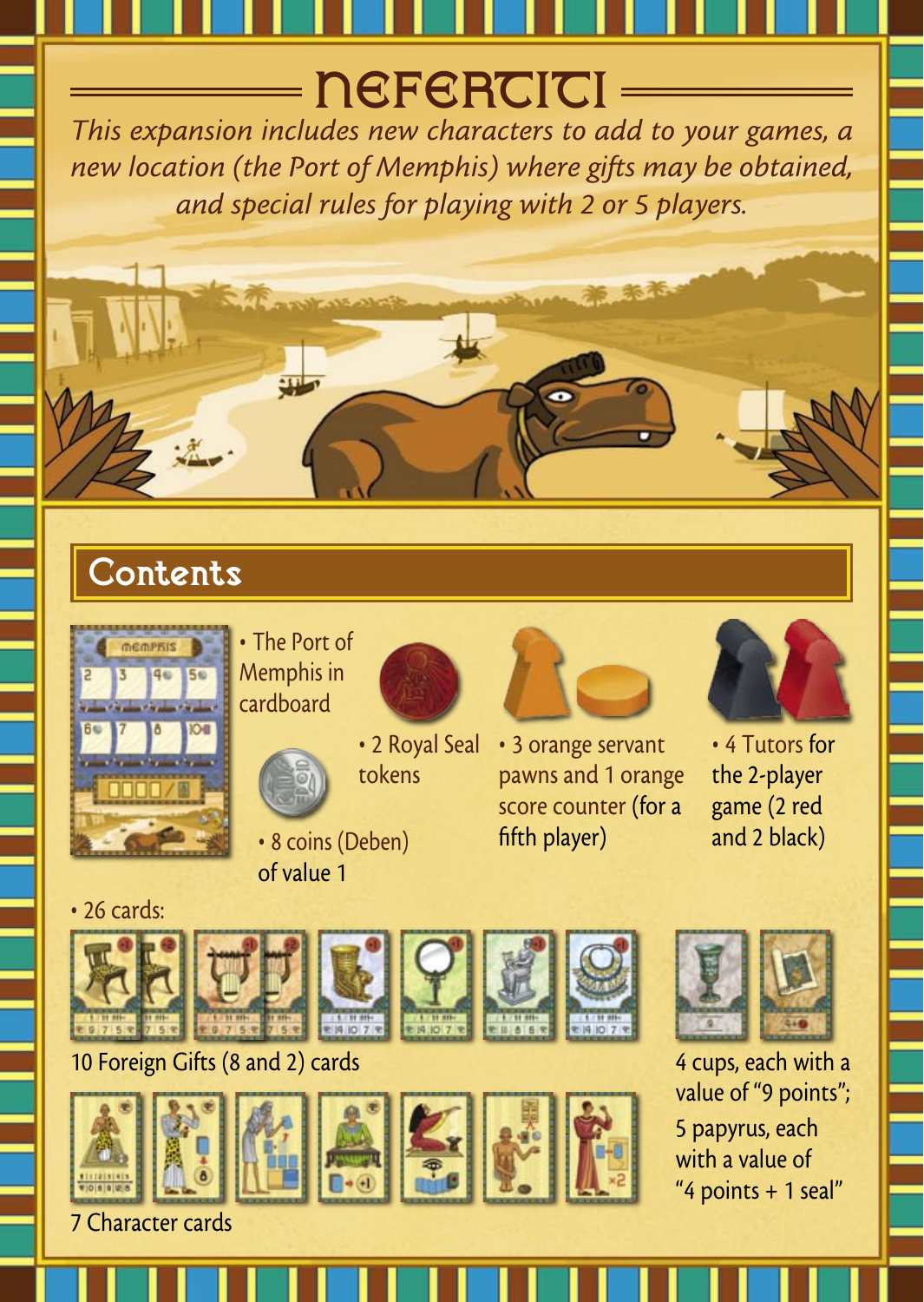# NEFERTITI

*This expansion includes new characters to add to your games, a new location (the Port of Memphis) where gifts may be obtained, and special rules for playing with 2 or 5 players.*

## Contents

- The Port of Memphis in cardboard
- 2 Royal Seal tokens
- 8 coins (Deben) of value 1
- 3 orange servant pawns and 1 orange score counter (for a fifth player)
- 4 Tutors for the 2-player game (2 red and 2 black)
- 26 cards:

10 Foreign Gifts (8 and 2) cards

4 cups, each with a value of "9 points";
5 papyrus, each with a value of "4 points + 1 seal"

7 Character cards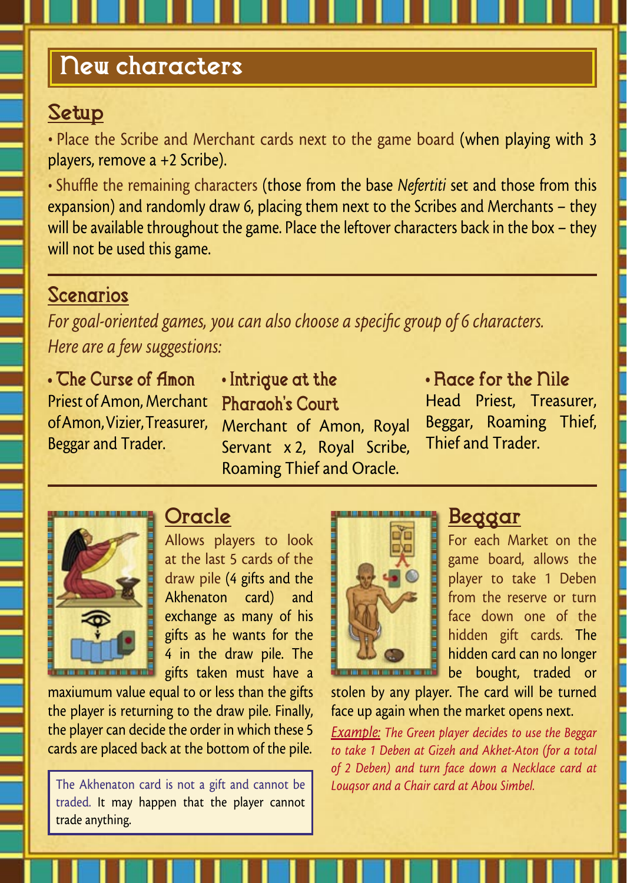# New characters

## Setup

• Place the Scribe and Merchant cards next to the game board (when playing with 3 players, remove a +2 Scribe).

• Shuffle the remaining characters (those from the base *Nefertiti* set and those from this expansion) and randomly draw 6, placing them next to the Scribes and Merchants – they will be available throughout the game. Place the leftover characters back in the box – they will not be used this game.

## Scenarios

*For goal-oriented games, you can also choose a specific group of 6 characters. Here are a few suggestions:*

• **The Curse of Amon**
Priest of Amon, Merchant of Amon, Vizier, Treasurer, Beggar and Trader.

• **Intrigue at the Pharaoh's Court**
Merchant of Amon, Royal Servant x 2, Royal Scribe, Roaming Thief and Oracle.

• **Race for the Nile**
Head Priest, Treasurer, Beggar, Roaming Thief, Thief and Trader.

## Oracle

Allows players to look at the last 5 cards of the draw pile (4 gifts and the Akhenaton card) and exchange as many of his gifts as he wants for the 4 in the draw pile. The gifts taken must have a maxiumum value equal to or less than the gifts the player is returning to the draw pile. Finally, the player can decide the order in which these 5 cards are placed back at the bottom of the pile.

> The Akhenaton card is not a gift and cannot be traded. It may happen that the player cannot trade anything.

## Beggar

For each Market on the game board, allows the player to take 1 Deben from the reserve or turn face down one of the hidden gift cards. The hidden card can no longer be bought, traded or stolen by any player. The card will be turned face up again when the market opens next.

*Example: The Green player decides to use the Beggar to take 1 Deben at Gizeh and Akhet-Aton (for a total of 2 Deben) and turn face down a Necklace card at Louqsor and a Chair card at Abou Simbel.*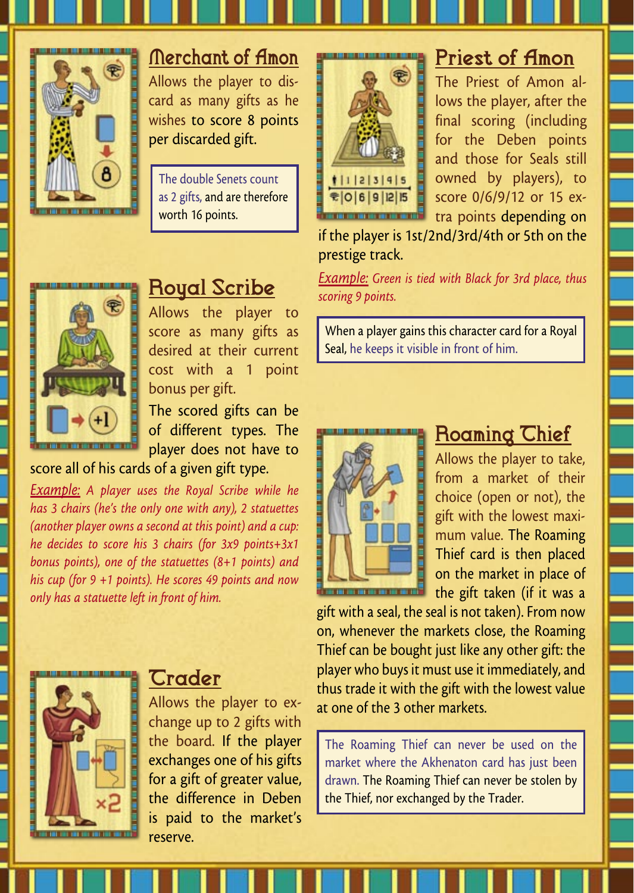## Merchant of Amon

Allows the player to discard as many gifts as he wishes to score 8 points per discarded gift.

> The double Senets count as 2 gifts, and are therefore worth 16 points.

## Royal Scribe

Allows the player to score as many gifts as desired at their current cost with a 1 point bonus per gift.

The scored gifts can be of different types. The player does not have to score all of his cards of a given gift type.

*Example: A player uses the Royal Scribe while he has 3 chairs (he's the only one with any), 2 statuettes (another player owns a second at this point) and a cup: he decides to score his 3 chairs (for 3x9 points+3x1 bonus points), one of the statuettes (8+1 points) and his cup (for 9 +1 points). He scores 49 points and now only has a statuette left in front of him.*

## Trader

Allows the player to exchange up to 2 gifts with the board. If the player exchanges one of his gifts for a gift of greater value, the difference in Deben is paid to the market's reserve.

## Priest of Amon

The Priest of Amon allows the player, after the final scoring (including for the Deben points and those for Seals still owned by players), to score 0/6/9/12 or 15 extra points depending on if the player is 1st/2nd/3rd/4th or 5th on the prestige track.

*Example: Green is tied with Black for 3rd place, thus scoring 9 points.*

> When a player gains this character card for a Royal Seal, he keeps it visible in front of him.

## Roaming Thief

Allows the player to take, from a market of their choice (open or not), the gift with the lowest maximum value. The Roaming Thief card is then placed on the market in place of the gift taken (if it was a gift with a seal, the seal is not taken). From now on, whenever the markets close, the Roaming Thief can be bought just like any other gift: the player who buys it must use it immediately, and thus trade it with the gift with the lowest value at one of the 3 other markets.

> The Roaming Thief can never be used on the market where the Akhenaton card has just been drawn. The Roaming Thief can never be stolen by the Thief, nor exchanged by the Trader.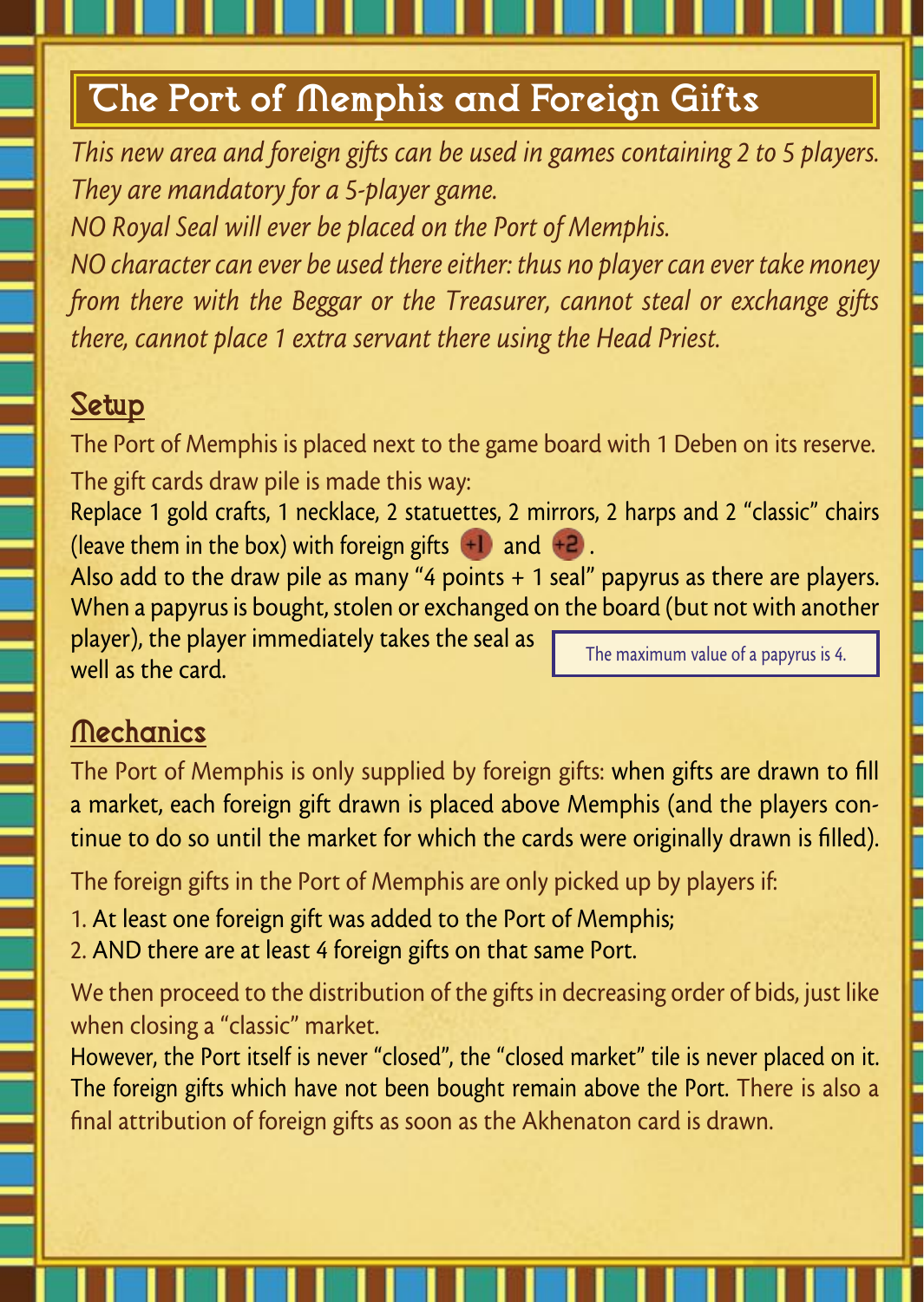# The Port of Memphis and Foreign Gifts

*This new area and foreign gifts can be used in games containing 2 to 5 players. They are mandatory for a 5-player game.*

*NO Royal Seal will ever be placed on the Port of Memphis.*

*NO character can ever be used there either: thus no player can ever take money from there with the Beggar or the Treasurer, cannot steal or exchange gifts there, cannot place 1 extra servant there using the Head Priest.*

## Setup

The Port of Memphis is placed next to the game board with 1 Deben on its reserve.

The gift cards draw pile is made this way:

Replace 1 gold crafts, 1 necklace, 2 statuettes, 2 mirrors, 2 harps and 2 "classic" chairs (leave them in the box) with foreign gifts +1 and +2.

Also add to the draw pile as many "4 points + 1 seal" papyrus as there are players. When a papyrus is bought, stolen or exchanged on the board (but not with another player), the player immediately takes the seal as well as the card.

The maximum value of a papyrus is 4.

## Mechanics

The Port of Memphis is only supplied by foreign gifts: when gifts are drawn to fill a market, each foreign gift drawn is placed above Memphis (and the players continue to do so until the market for which the cards were originally drawn is filled).

The foreign gifts in the Port of Memphis are only picked up by players if:

1. At least one foreign gift was added to the Port of Memphis;
2. AND there are at least 4 foreign gifts on that same Port.

We then proceed to the distribution of the gifts in decreasing order of bids, just like when closing a "classic" market.

However, the Port itself is never "closed", the "closed market" tile is never placed on it. The foreign gifts which have not been bought remain above the Port. There is also a final attribution of foreign gifts as soon as the Akhenaton card is drawn.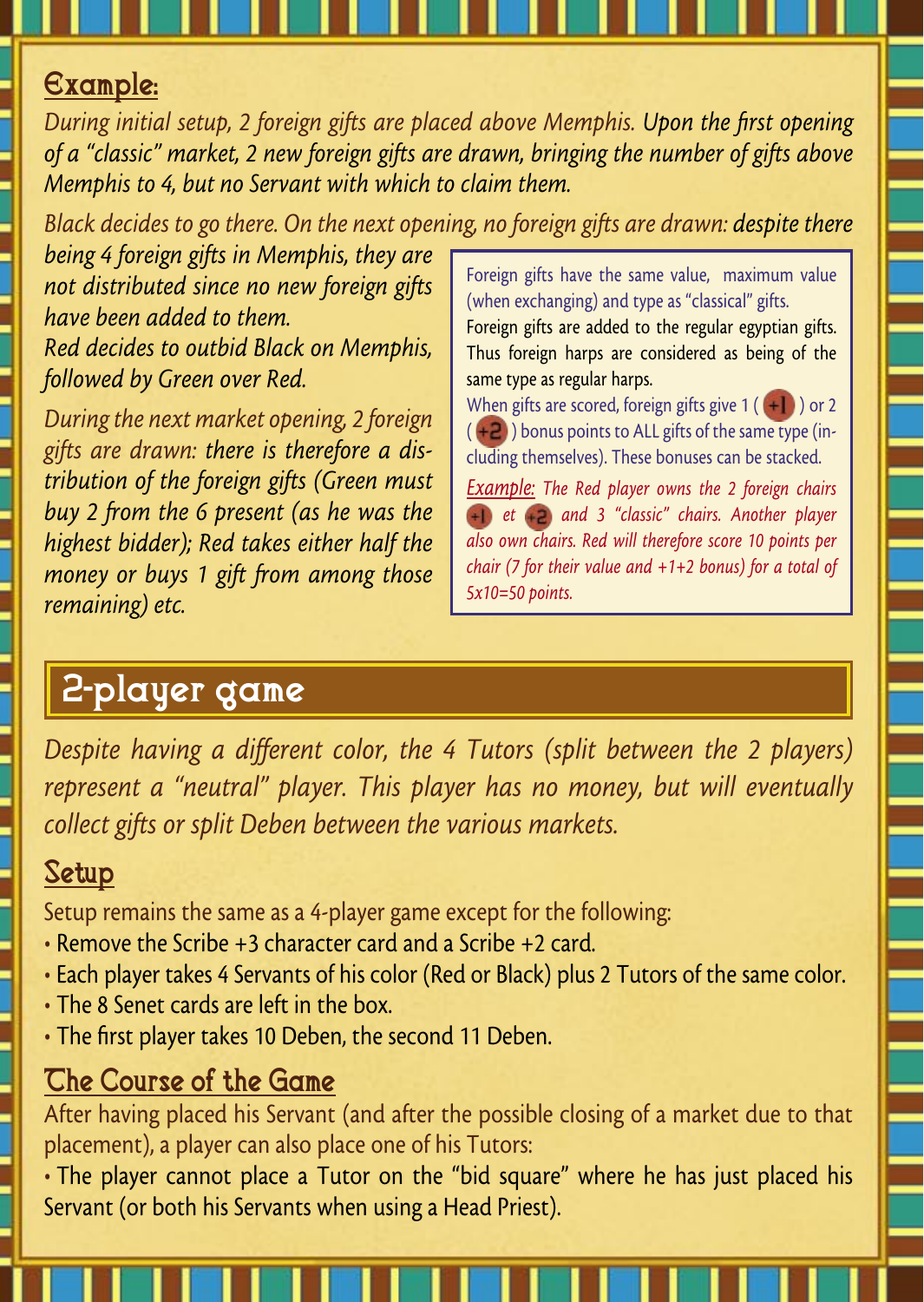## Example:

*During initial setup, 2 foreign gifts are placed above Memphis. Upon the first opening of a "classic" market, 2 new foreign gifts are drawn, bringing the number of gifts above Memphis to 4, but no Servant with which to claim them.*

*Black decides to go there. On the next opening, no foreign gifts are drawn: despite there being 4 foreign gifts in Memphis, they are not distributed since no new foreign gifts have been added to them.*

*Red decides to outbid Black on Memphis, followed by Green over Red.*

*During the next market opening, 2 foreign gifts are drawn: there is therefore a distribution of the foreign gifts (Green must buy 2 from the 6 present (as he was the highest bidder); Red takes either half the money or buys 1 gift from among those remaining) etc.*

Foreign gifts have the same value, maximum value (when exchanging) and type as "classical" gifts.

Foreign gifts are added to the regular egyptian gifts. Thus foreign harps are considered as being of the same type as regular harps.

When gifts are scored, foreign gifts give 1 (+1) or 2 (+2) bonus points to ALL gifts of the same type (including themselves). These bonuses can be stacked.

*Example: The Red player owns the 2 foreign chairs +1 et +2 and 3 "classic" chairs. Another player also own chairs. Red will therefore score 10 points per chair (7 for their value and +1+2 bonus) for a total of 5x10=50 points.*

# 2-player game

*Despite having a different color, the 4 Tutors (split between the 2 players) represent a "neutral" player. This player has no money, but will eventually collect gifts or split Deben between the various markets.*

## Setup

Setup remains the same as a 4-player game except for the following:

- Remove the Scribe +3 character card and a Scribe +2 card.
- Each player takes 4 Servants of his color (Red or Black) plus 2 Tutors of the same color.
- The 8 Senet cards are left in the box.
- The first player takes 10 Deben, the second 11 Deben.

## The Course of the Game

After having placed his Servant (and after the possible closing of a market due to that placement), a player can also place one of his Tutors:

- The player cannot place a Tutor on the "bid square" where he has just placed his Servant (or both his Servants when using a Head Priest).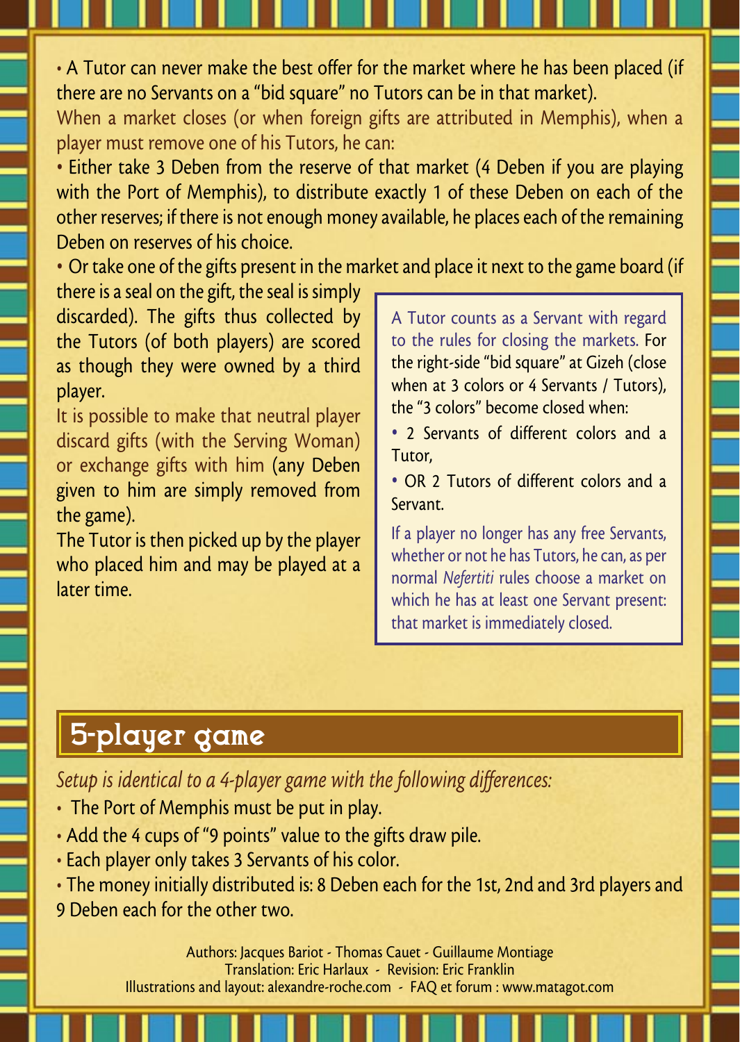• A Tutor can never make the best offer for the market where he has been placed (if there are no Servants on a "bid square" no Tutors can be in that market).

When a market closes (or when foreign gifts are attributed in Memphis), when a player must remove one of his Tutors, he can:

• Either take 3 Deben from the reserve of that market (4 Deben if you are playing with the Port of Memphis), to distribute exactly 1 of these Deben on each of the other reserves; if there is not enough money available, he places each of the remaining Deben on reserves of his choice.

• Or take one of the gifts present in the market and place it next to the game board (if there is a seal on the gift, the seal is simply discarded). The gifts thus collected by the Tutors (of both players) are scored as though they were owned by a third player.

It is possible to make that neutral player discard gifts (with the Serving Woman) or exchange gifts with him (any Deben given to him are simply removed from the game).

The Tutor is then picked up by the player who placed him and may be played at a later time.

A Tutor counts as a Servant with regard to the rules for closing the markets. For the right-side "bid square" at Gizeh (close when at 3 colors or 4 Servants / Tutors), the "3 colors" become closed when:

• 2 Servants of different colors and a Tutor,

• OR 2 Tutors of different colors and a Servant.

If a player no longer has any free Servants, whether or not he has Tutors, he can, as per normal *Nefertiti* rules choose a market on which he has at least one Servant present: that market is immediately closed.

## 5-player game

*Setup is identical to a 4-player game with the following differences:*

- The Port of Memphis must be put in play.
- Add the 4 cups of "9 points" value to the gifts draw pile.
- Each player only takes 3 Servants of his color.
- The money initially distributed is: 8 Deben each for the 1st, 2nd and 3rd players and 9 Deben each for the other two.

Authors: Jacques Bariot - Thomas Cauet - Guillaume Montiage
Translation: Eric Harlaux - Revision: Eric Franklin
Illustrations and layout: alexandre-roche.com - FAQ et forum : www.matagot.com